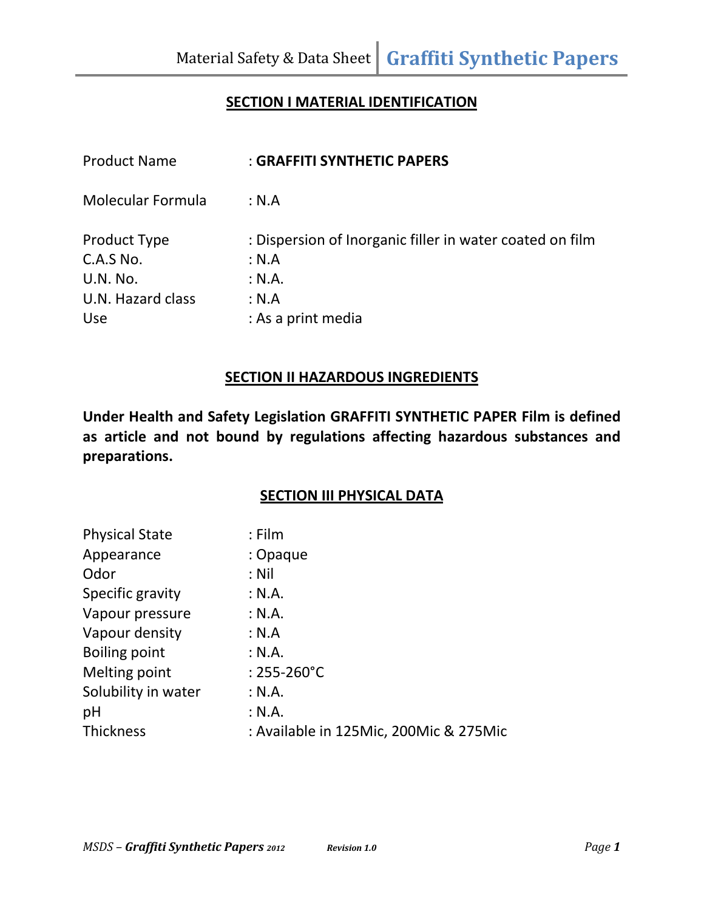## SECTION I MATERIAL IDENTIFICATION

| | |
|---|---|
| Product Name | : **GRAFFITI SYNTHETIC PAPERS** |
| Molecular Formula | : N.A |
| Product Type | : Dispersion of Inorganic filler in water coated on film |
| C.A.S No. | : N.A |
| U.N. No. | : N.A. |
| U.N. Hazard class | : N.A |
| Use | : As a print media |

## SECTION II HAZARDOUS INGREDIENTS

**Under Health and Safety Legislation GRAFFITI SYNTHETIC PAPER Film is defined as article and not bound by regulations affecting hazardous substances and preparations.**

## SECTION III PHYSICAL DATA

| | |
|---|---|
| Physical State | : Film |
| Appearance | : Opaque |
| Odor | : Nil |
| Specific gravity | : N.A. |
| Vapour pressure | : N.A. |
| Vapour density | : N.A |
| Boiling point | : N.A. |
| Melting point | : 255-260°C |
| Solubility in water | : N.A. |
| pH | : N.A. |
| Thickness | : Available in 125Mic, 200Mic & 275Mic |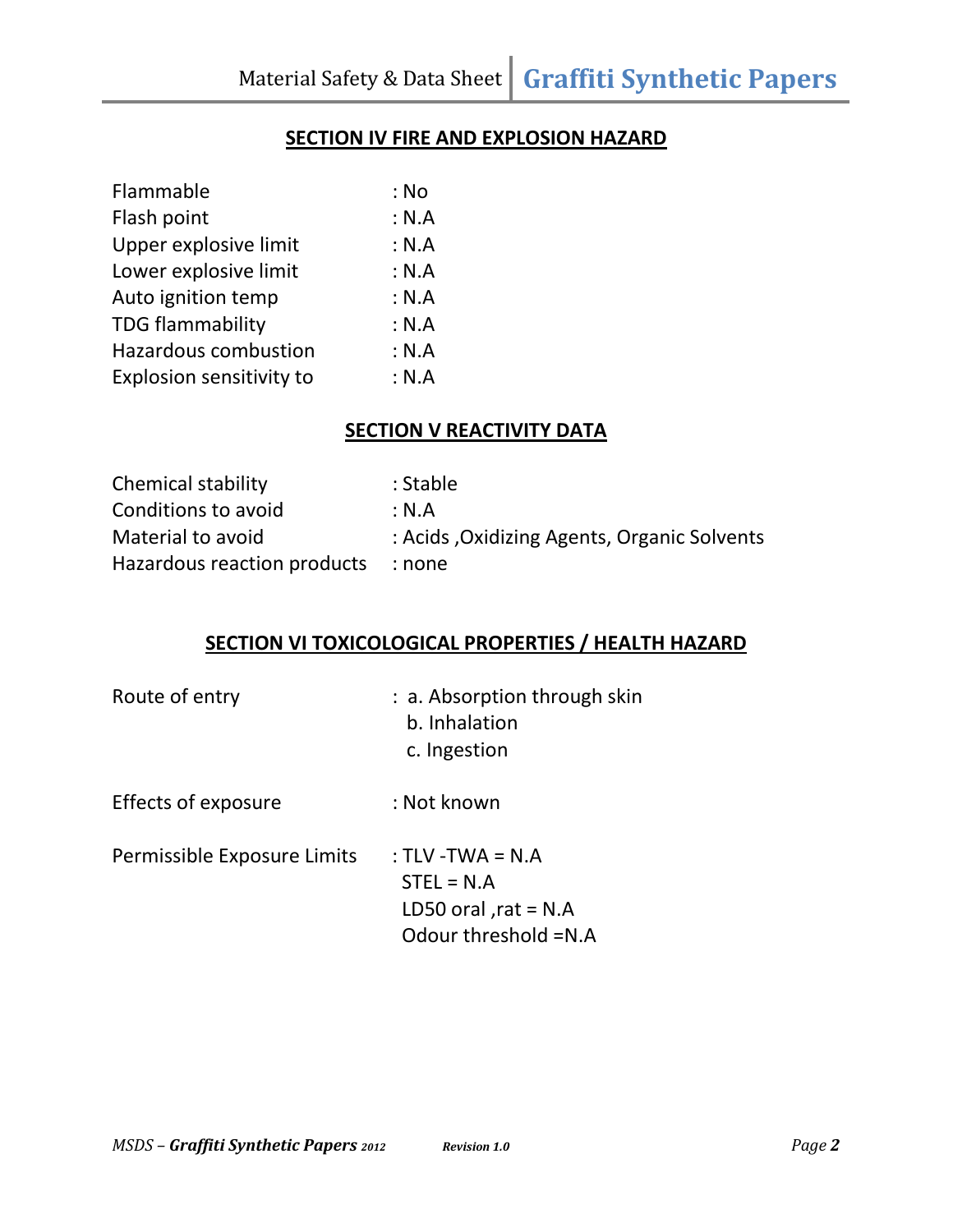## SECTION IV FIRE AND EXPLOSION HAZARD

| | |
|---|---|
| Flammable | : No |
| Flash point | : N.A |
| Upper explosive limit | : N.A |
| Lower explosive limit | : N.A |
| Auto ignition temp | : N.A |
| TDG flammability | : N.A |
| Hazardous combustion | : N.A |
| Explosion sensitivity to | : N.A |

## SECTION V REACTIVITY DATA

| | |
|---|---|
| Chemical stability | : Stable |
| Conditions to avoid | : N.A |
| Material to avoid | : Acids ,Oxidizing Agents, Organic Solvents |
| Hazardous reaction products | : none |

## SECTION VI TOXICOLOGICAL PROPERTIES / HEALTH HAZARD

| | |
|---|---|
| Route of entry | : a. Absorption through skin<br>b. Inhalation<br>c. Ingestion |
| Effects of exposure | : Not known |
| Permissible Exposure Limits | : TLV -TWA = N.A<br>STEL = N.A<br>LD50 oral ,rat = N.A<br>Odour threshold =N.A |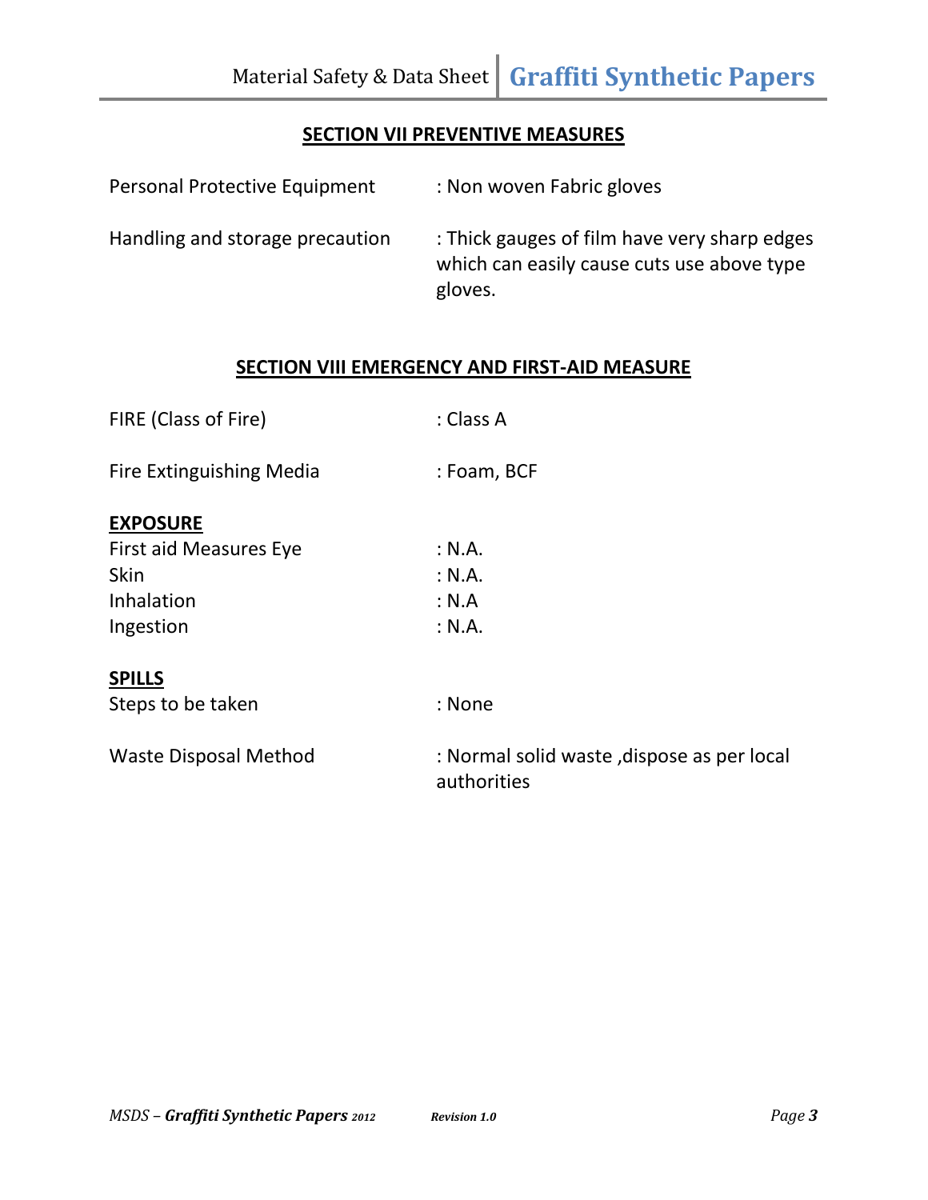## SECTION VII PREVENTIVE MEASURES

| | |
|---|---|
| Personal Protective Equipment | : Non woven Fabric gloves |
| Handling and storage precaution | : Thick gauges of film have very sharp edges which can easily cause cuts use above type gloves. |

## SECTION VIII EMERGENCY AND FIRST-AID MEASURE

| | |
|---|---|
| FIRE (Class of Fire) | : Class A |
| Fire Extinguishing Media | : Foam, BCF |

**EXPOSURE**

| | |
|---|---|
| First aid Measures Eye | : N.A. |
| Skin | : N.A. |
| Inhalation | : N.A |
| Ingestion | : N.A. |

**SPILLS**

| | |
|---|---|
| Steps to be taken | : None |
| Waste Disposal Method | : Normal solid waste ,dispose as per local authorities |